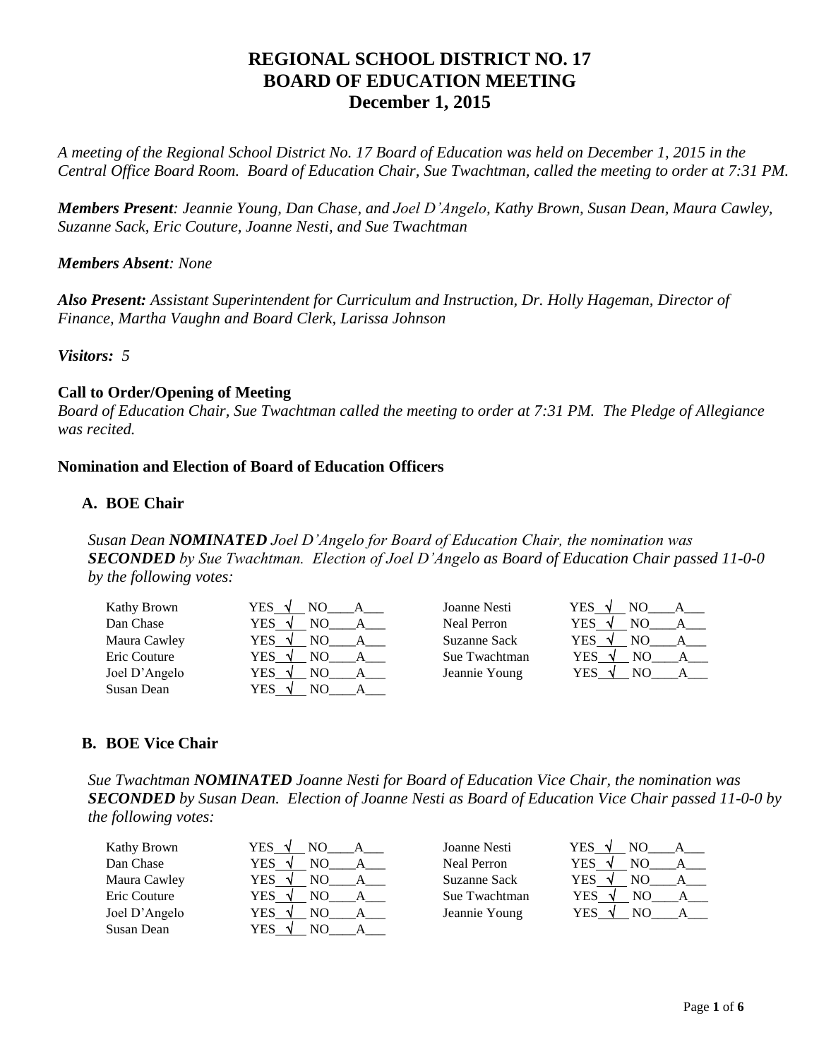# REGIONAL SCHOOL DISTRICT NO. 17
# BOARD OF EDUCATION MEETING
# December 1, 2015

*A meeting of the Regional School District No. 17 Board of Education was held on December 1, 2015 in the Central Office Board Room. Board of Education Chair, Sue Twachtman, called the meeting to order at 7:31 PM.*

***Members Present**: Jeannie Young, Dan Chase, and Joel D'Angelo, Kathy Brown, Susan Dean, Maura Cawley, Suzanne Sack, Eric Couture, Joanne Nesti, and Sue Twachtman*

***Members Absent**: None*

***Also Present:** Assistant Superintendent for Curriculum and Instruction, Dr. Holly Hageman, Director of Finance, Martha Vaughn and Board Clerk, Larissa Johnson*

***Visitors:** 5*

**Call to Order/Opening of Meeting**

*Board of Education Chair, Sue Twachtman called the meeting to order at 7:31 PM. The Pledge of Allegiance was recited.*

**Nomination and Election of Board of Education Officers**

**A. BOE Chair**

*Susan Dean **NOMINATED** Joel D'Angelo for Board of Education Chair, the nomination was **SECONDED** by Sue Twachtman. Election of Joel D'Angelo as Board of Education Chair passed 11-0-0 by the following votes:*

| Member | Vote | Member | Vote |
|---|---|---|---|
| Kathy Brown | YES √ NO\_\_\_\_ A\_\_\_ | Joanne Nesti | YES √ NO\_\_\_\_ A\_\_\_ |
| Dan Chase | YES √ NO\_\_\_\_ A\_\_\_ | Neal Perron | YES √ NO\_\_\_\_ A\_\_\_ |
| Maura Cawley | YES √ NO\_\_\_\_ A\_\_\_ | Suzanne Sack | YES √ NO\_\_\_\_ A\_\_\_ |
| Eric Couture | YES √ NO\_\_\_\_ A\_\_\_ | Sue Twachtman | YES √ NO\_\_\_\_ A\_\_\_ |
| Joel D'Angelo | YES √ NO\_\_\_\_ A\_\_\_ | Jeannie Young | YES √ NO\_\_\_\_ A\_\_\_ |
| Susan Dean | YES √ NO\_\_\_\_ A\_\_\_ | | |

**B. BOE Vice Chair**

*Sue Twachtman **NOMINATED** Joanne Nesti for Board of Education Vice Chair, the nomination was **SECONDED** by Susan Dean. Election of Joanne Nesti as Board of Education Vice Chair passed 11-0-0 by the following votes:*

| Member | Vote | Member | Vote |
|---|---|---|---|
| Kathy Brown | YES √ NO\_\_\_\_ A\_\_\_ | Joanne Nesti | YES √ NO\_\_\_\_ A\_\_\_ |
| Dan Chase | YES √ NO\_\_\_\_ A\_\_\_ | Neal Perron | YES √ NO\_\_\_\_ A\_\_\_ |
| Maura Cawley | YES √ NO\_\_\_\_ A\_\_\_ | Suzanne Sack | YES √ NO\_\_\_\_ A\_\_\_ |
| Eric Couture | YES √ NO\_\_\_\_ A\_\_\_ | Sue Twachtman | YES √ NO\_\_\_\_ A\_\_\_ |
| Joel D'Angelo | YES √ NO\_\_\_\_ A\_\_\_ | Jeannie Young | YES √ NO\_\_\_\_ A\_\_\_ |
| Susan Dean | YES √ NO\_\_\_\_ A\_\_\_ | | |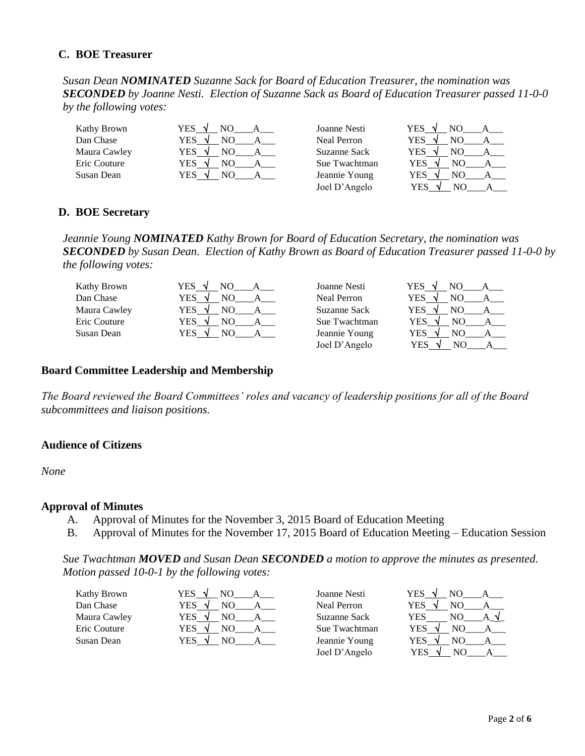### C. BOE Treasurer

*Susan Dean **NOMINATED** Suzanne Sack for Board of Education Treasurer, the nomination was **SECONDED** by Joanne Nesti. Election of Suzanne Sack as Board of Education Treasurer passed 11-0-0 by the following votes:*

| Member | Vote | Member | Vote |
|---|---|---|---|
| Kathy Brown | YES √ NO___ A___ | Joanne Nesti | YES √ NO___ A___ |
| Dan Chase | YES √ NO___ A___ | Neal Perron | YES √ NO___ A___ |
| Maura Cawley | YES √ NO___ A___ | Suzanne Sack | YES √ NO___ A___ |
| Eric Couture | YES √ NO___ A___ | Sue Twachtman | YES √ NO___ A___ |
| Susan Dean | YES √ NO___ A___ | Jeannie Young | YES √ NO___ A___ |
| | | Joel D'Angelo | YES √ NO___ A___ |

### D. BOE Secretary

*Jeannie Young **NOMINATED** Kathy Brown for Board of Education Secretary, the nomination was **SECONDED** by Susan Dean. Election of Kathy Brown as Board of Education Treasurer passed 11-0-0 by the following votes:*

| Member | Vote | Member | Vote |
|---|---|---|---|
| Kathy Brown | YES √ NO___ A___ | Joanne Nesti | YES √ NO___ A___ |
| Dan Chase | YES √ NO___ A___ | Neal Perron | YES √ NO___ A___ |
| Maura Cawley | YES √ NO___ A___ | Suzanne Sack | YES √ NO___ A___ |
| Eric Couture | YES √ NO___ A___ | Sue Twachtman | YES √ NO___ A___ |
| Susan Dean | YES √ NO___ A___ | Jeannie Young | YES √ NO___ A___ |
| | | Joel D'Angelo | YES √ NO___ A___ |

## Board Committee Leadership and Membership

*The Board reviewed the Board Committees' roles and vacancy of leadership positions for all of the Board subcommittees and liaison positions.*

## Audience of Citizens

*None*

## Approval of Minutes

A. Approval of Minutes for the November 3, 2015 Board of Education Meeting
B. Approval of Minutes for the November 17, 2015 Board of Education Meeting – Education Session

*Sue Twachtman **MOVED** and Susan Dean **SECONDED** a motion to approve the minutes as presented. Motion passed 10-0-1 by the following votes:*

| Member | Vote | Member | Vote |
|---|---|---|---|
| Kathy Brown | YES √ NO___ A___ | Joanne Nesti | YES √ NO___ A___ |
| Dan Chase | YES √ NO___ A___ | Neal Perron | YES √ NO___ A___ |
| Maura Cawley | YES √ NO___ A___ | Suzanne Sack | YES___ NO___ A √ |
| Eric Couture | YES √ NO___ A___ | Sue Twachtman | YES √ NO___ A___ |
| Susan Dean | YES √ NO___ A___ | Jeannie Young | YES √ NO___ A___ |
| | | Joel D'Angelo | YES √ NO___ A___ |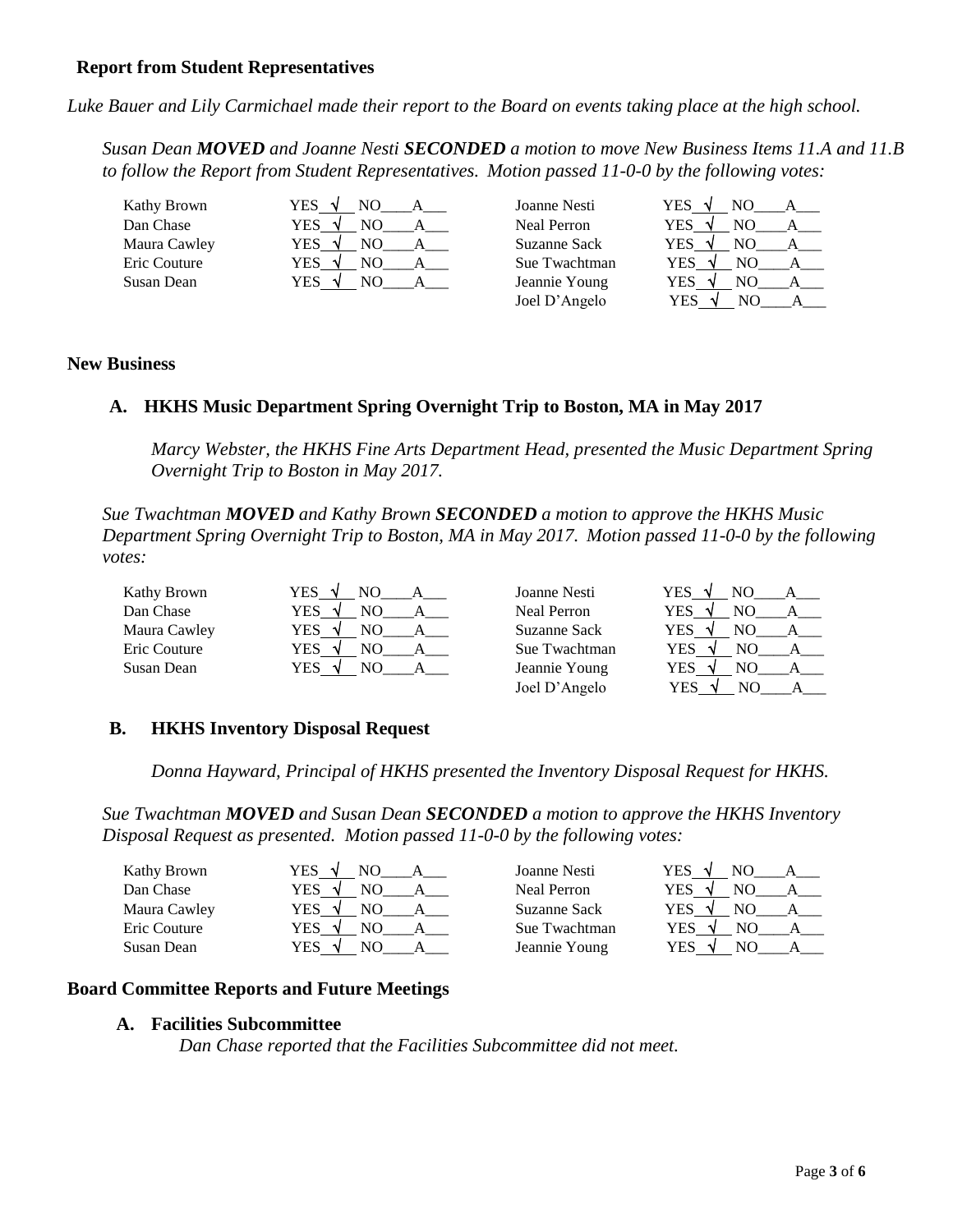### Report from Student Representatives

*Luke Bauer and Lily Carmichael made their report to the Board on events taking place at the high school.*

*Susan Dean **MOVED** and Joanne Nesti **SECONDED** a motion to move New Business Items 11.A and 11.B to follow the Report from Student Representatives. Motion passed 11-0-0 by the following votes:*

| | | | |
|---|---|---|---|
| Kathy Brown | YES √ NO___ A___ | Joanne Nesti | YES √ NO___ A___ |
| Dan Chase | YES √ NO___ A___ | Neal Perron | YES √ NO___ A___ |
| Maura Cawley | YES √ NO___ A___ | Suzanne Sack | YES √ NO___ A___ |
| Eric Couture | YES √ NO___ A___ | Sue Twachtman | YES √ NO___ A___ |
| Susan Dean | YES √ NO___ A___ | Jeannie Young | YES √ NO___ A___ |
| | | Joel D'Angelo | YES √ NO___ A___ |

## New Business

### A. HKHS Music Department Spring Overnight Trip to Boston, MA in May 2017

*Marcy Webster, the HKHS Fine Arts Department Head, presented the Music Department Spring Overnight Trip to Boston in May 2017.*

*Sue Twachtman **MOVED** and Kathy Brown **SECONDED** a motion to approve the HKHS Music Department Spring Overnight Trip to Boston, MA in May 2017. Motion passed 11-0-0 by the following votes:*

| | | | |
|---|---|---|---|
| Kathy Brown | YES √ NO___ A___ | Joanne Nesti | YES √ NO___ A___ |
| Dan Chase | YES √ NO___ A___ | Neal Perron | YES √ NO___ A___ |
| Maura Cawley | YES √ NO___ A___ | Suzanne Sack | YES √ NO___ A___ |
| Eric Couture | YES √ NO___ A___ | Sue Twachtman | YES √ NO___ A___ |
| Susan Dean | YES √ NO___ A___ | Jeannie Young | YES √ NO___ A___ |
| | | Joel D'Angelo | YES √ NO___ A___ |

### B. HKHS Inventory Disposal Request

*Donna Hayward, Principal of HKHS presented the Inventory Disposal Request for HKHS.*

*Sue Twachtman **MOVED** and Susan Dean **SECONDED** a motion to approve the HKHS Inventory Disposal Request as presented. Motion passed 11-0-0 by the following votes:*

| | | | |
|---|---|---|---|
| Kathy Brown | YES √ NO___ A___ | Joanne Nesti | YES √ NO___ A___ |
| Dan Chase | YES √ NO___ A___ | Neal Perron | YES √ NO___ A___ |
| Maura Cawley | YES √ NO___ A___ | Suzanne Sack | YES √ NO___ A___ |
| Eric Couture | YES √ NO___ A___ | Sue Twachtman | YES √ NO___ A___ |
| Susan Dean | YES √ NO___ A___ | Jeannie Young | YES √ NO___ A___ |

## Board Committee Reports and Future Meetings

### A. Facilities Subcommittee

*Dan Chase reported that the Facilities Subcommittee did not meet.*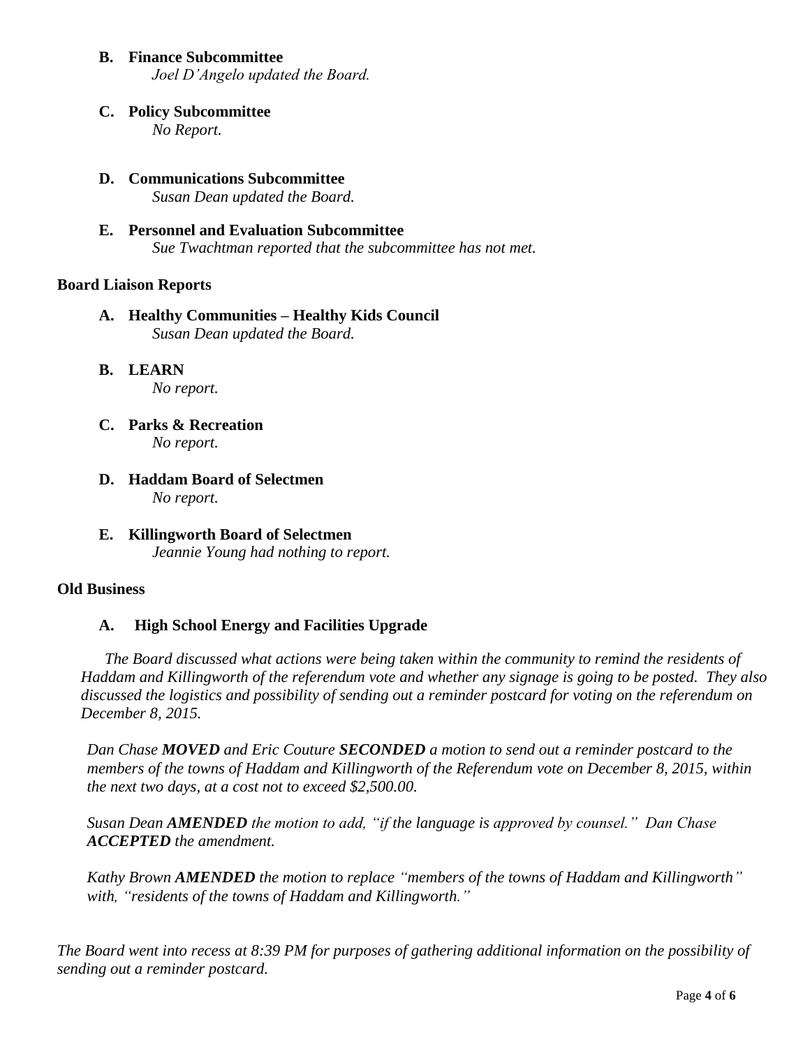**B. Finance Subcommittee**

*Joel D'Angelo updated the Board.*

**C. Policy Subcommittee**

*No Report.*

**D. Communications Subcommittee**

*Susan Dean updated the Board.*

**E. Personnel and Evaluation Subcommittee**

*Sue Twachtman reported that the subcommittee has not met.*

## Board Liaison Reports

**A. Healthy Communities – Healthy Kids Council**

*Susan Dean updated the Board.*

**B. LEARN**

*No report.*

**C. Parks & Recreation**

*No report.*

**D. Haddam Board of Selectmen**

*No report.*

**E. Killingworth Board of Selectmen**

*Jeannie Young had nothing to report.*

## Old Business

**A. High School Energy and Facilities Upgrade**

*The Board discussed what actions were being taken within the community to remind the residents of Haddam and Killingworth of the referendum vote and whether any signage is going to be posted. They also discussed the logistics and possibility of sending out a reminder postcard for voting on the referendum on December 8, 2015.*

*Dan Chase **MOVED** and Eric Couture **SECONDED** a motion to send out a reminder postcard to the members of the towns of Haddam and Killingworth of the Referendum vote on December 8, 2015, within the next two days, at a cost not to exceed $2,500.00.*

*Susan Dean **AMENDED** the motion to add, "if the language is approved by counsel." Dan Chase **ACCEPTED** the amendment.*

*Kathy Brown **AMENDED** the motion to replace "members of the towns of Haddam and Killingworth" with, "residents of the towns of Haddam and Killingworth."*

*The Board went into recess at 8:39 PM for purposes of gathering additional information on the possibility of sending out a reminder postcard.*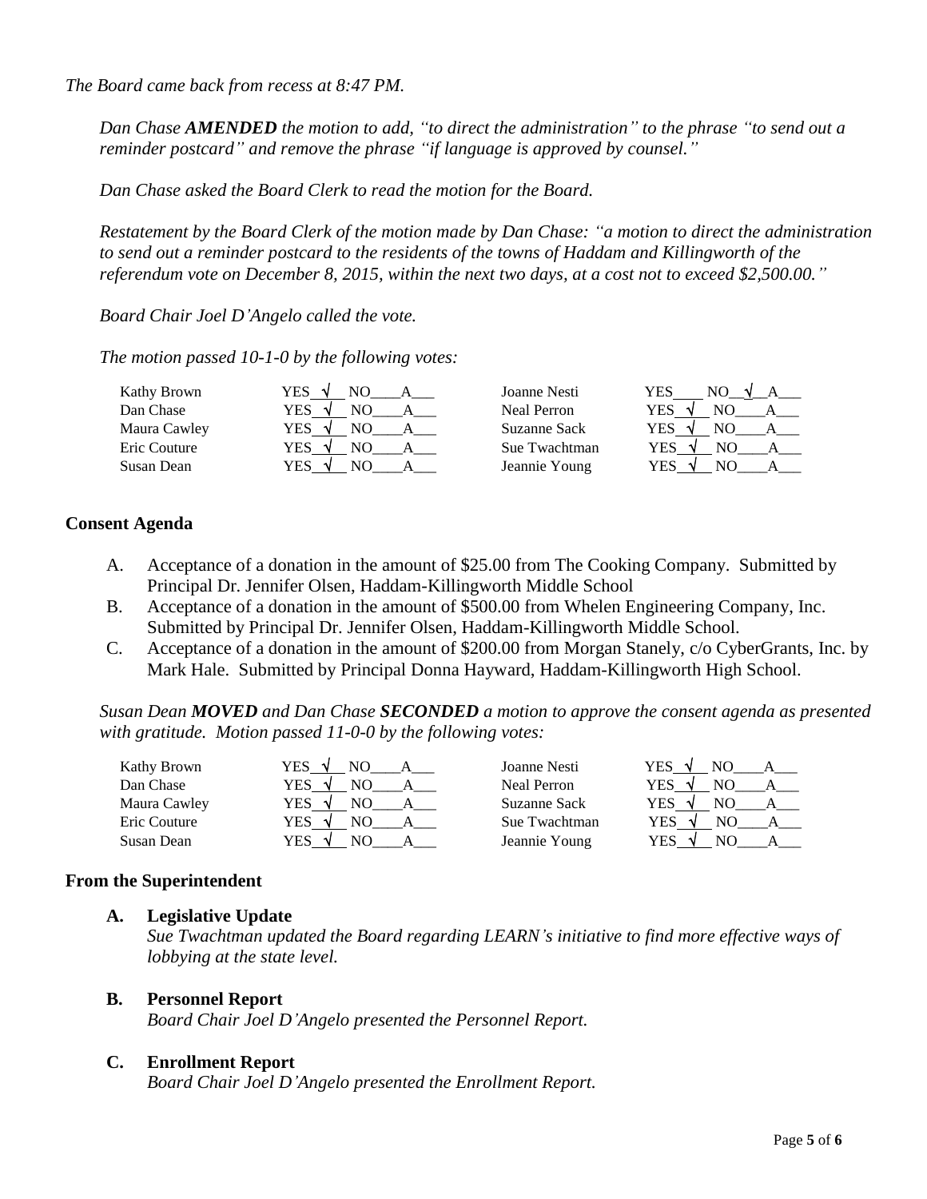*The Board came back from recess at 8:47 PM.*

*Dan Chase **AMENDED** the motion to add, "to direct the administration" to the phrase "to send out a reminder postcard" and remove the phrase "if language is approved by counsel."*

*Dan Chase asked the Board Clerk to read the motion for the Board.*

*Restatement by the Board Clerk of the motion made by Dan Chase: "a motion to direct the administration to send out a reminder postcard to the residents of the towns of Haddam and Killingworth of the referendum vote on December 8, 2015, within the next two days, at a cost not to exceed $2,500.00."*

*Board Chair Joel D'Angelo called the vote.*

*The motion passed 10-1-0 by the following votes:*

| | | | | | | | |
|---|---|---|---|---|---|---|---|
| Kathy Brown | YES √ | NO | A | Joanne Nesti | YES | NO √ | A |
| Dan Chase | YES √ | NO | A | Neal Perron | YES √ | NO | A |
| Maura Cawley | YES √ | NO | A | Suzanne Sack | YES √ | NO | A |
| Eric Couture | YES √ | NO | A | Sue Twachtman | YES √ | NO | A |
| Susan Dean | YES √ | NO | A | Jeannie Young | YES √ | NO | A |

## Consent Agenda

A. Acceptance of a donation in the amount of $25.00 from The Cooking Company. Submitted by Principal Dr. Jennifer Olsen, Haddam-Killingworth Middle School

B. Acceptance of a donation in the amount of $500.00 from Whelen Engineering Company, Inc. Submitted by Principal Dr. Jennifer Olsen, Haddam-Killingworth Middle School.

C. Acceptance of a donation in the amount of $200.00 from Morgan Stanely, c/o CyberGrants, Inc. by Mark Hale. Submitted by Principal Donna Hayward, Haddam-Killingworth High School.

*Susan Dean **MOVED** and Dan Chase **SECONDED** a motion to approve the consent agenda as presented with gratitude. Motion passed 11-0-0 by the following votes:*

| | | | | | | | |
|---|---|---|---|---|---|---|---|
| Kathy Brown | YES √ | NO | A | Joanne Nesti | YES √ | NO | A |
| Dan Chase | YES √ | NO | A | Neal Perron | YES √ | NO | A |
| Maura Cawley | YES √ | NO | A | Suzanne Sack | YES √ | NO | A |
| Eric Couture | YES √ | NO | A | Sue Twachtman | YES √ | NO | A |
| Susan Dean | YES √ | NO | A | Jeannie Young | YES √ | NO | A |

## From the Superintendent

**A. Legislative Update**

*Sue Twachtman updated the Board regarding LEARN's initiative to find more effective ways of lobbying at the state level.*

**B. Personnel Report**

*Board Chair Joel D'Angelo presented the Personnel Report.*

**C. Enrollment Report**

*Board Chair Joel D'Angelo presented the Enrollment Report.*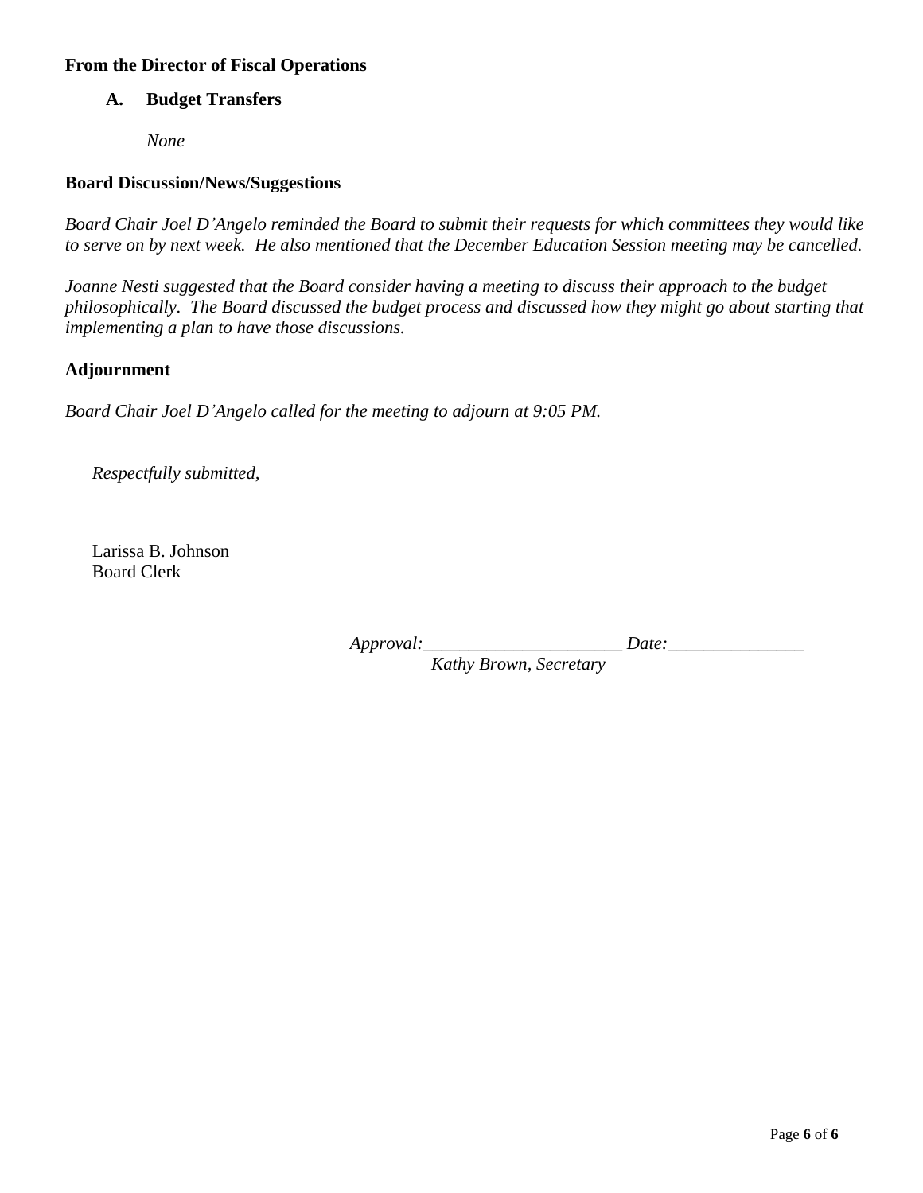**From the Director of Fiscal Operations**

**A. Budget Transfers**

*None*

**Board Discussion/News/Suggestions**

*Board Chair Joel D'Angelo reminded the Board to submit their requests for which committees they would like to serve on by next week. He also mentioned that the December Education Session meeting may be cancelled.*

*Joanne Nesti suggested that the Board consider having a meeting to discuss their approach to the budget philosophically. The Board discussed the budget process and discussed how they might go about starting that implementing a plan to have those discussions.*

**Adjournment**

*Board Chair Joel D'Angelo called for the meeting to adjourn at 9:05 PM.*

*Respectfully submitted,*

Larissa B. Johnson
Board Clerk

*Approval:______________________ Date:_______________*
*Kathy Brown, Secretary*